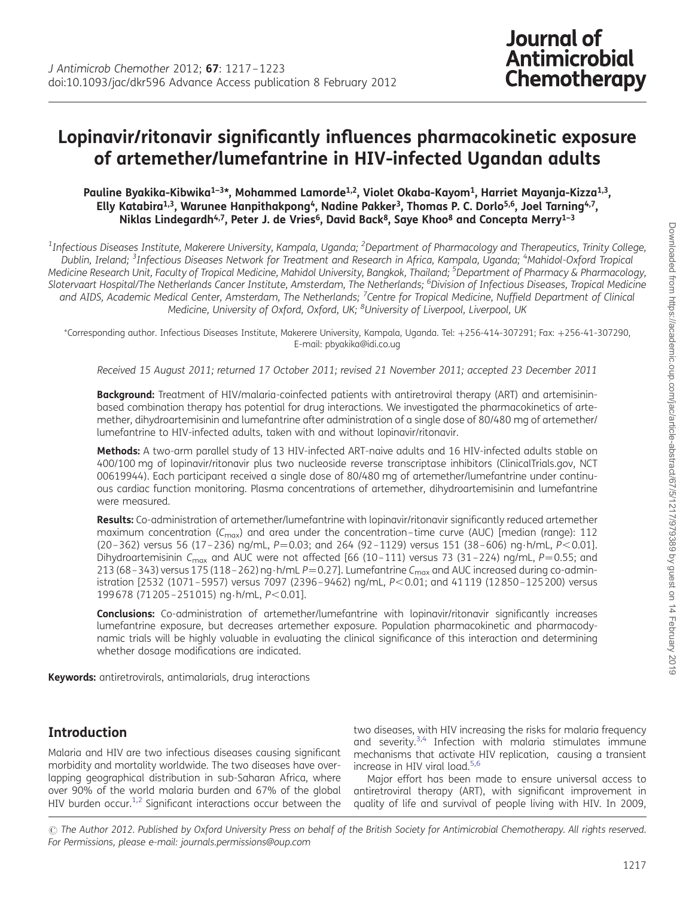# Lopinavir/ritonavir significantly influences pharmacokinetic exposure of artemether/lumefantrine in HIV-infected Ugandan adults

**Pauline Byakika-Kibwika[1–3]*, Mohammed Lamorde[1,2], Violet Okaba-Kayom[1], Harriet Mayanja-Kizza[1,3], Elly Katabira[1,3], Warunee Hanpithakpong[4], Nadine Pakker[3], Thomas P. C. Dorlo[5,6], Joel Tarning[4,7], Niklas Lindegardh[4,7], Peter J. de Vries[6], David Back[8], Saye Khoo[8] and Concepta Merry[1–3]**

[1]Infectious Diseases Institute, Makerere University, Kampala, Uganda; [2]Department of Pharmacology and Therapeutics, Trinity College, Dublin, Ireland; [3]Infectious Diseases Network for Treatment and Research in Africa, Kampala, Uganda; [4]Mahidol-Oxford Tropical Medicine Research Unit, Faculty of Tropical Medicine, Mahidol University, Bangkok, Thailand; [5]Department of Pharmacy & Pharmacology, Slotervaart Hospital/The Netherlands Cancer Institute, Amsterdam, The Netherlands; [6]Division of Infectious Diseases, Tropical Medicine and AIDS, Academic Medical Center, Amsterdam, The Netherlands; [7]Centre for Tropical Medicine, Nuffield Department of Clinical Medicine, University of Oxford, Oxford, UK; [8]University of Liverpool, Liverpool, UK

*Corresponding author. Infectious Diseases Institute, Makerere University, Kampala, Uganda. Tel: +256-414-307291; Fax: +256-41-307290, E-mail: pbyakika@idi.co.ug

*Received 15 August 2011; returned 17 October 2011; revised 21 November 2011; accepted 23 December 2011*

**Background:** Treatment of HIV/malaria-coinfected patients with antiretroviral therapy (ART) and artemisinin-based combination therapy has potential for drug interactions. We investigated the pharmacokinetics of artemether, dihydroartemisinin and lumefantrine after administration of a single dose of 80/480 mg of artemether/lumefantrine to HIV-infected adults, taken with and without lopinavir/ritonavir.

**Methods:** A two-arm parallel study of 13 HIV-infected ART-naive adults and 16 HIV-infected adults stable on 400/100 mg of lopinavir/ritonavir plus two nucleoside reverse transcriptase inhibitors (ClinicalTrials.gov, NCT 00619944). Each participant received a single dose of 80/480 mg of artemether/lumefantrine under continuous cardiac function monitoring. Plasma concentrations of artemether, dihydroartemisinin and lumefantrine were measured.

**Results:** Co-administration of artemether/lumefantrine with lopinavir/ritonavir significantly reduced artemether maximum concentration ($C_{max}$) and area under the concentration–time curve (AUC) [median (range): 112 (20–362) versus 56 (17–236) ng/mL, $P=0.03$; and 264 (92–1129) versus 151 (38–606) ng·h/mL, $P<0.01$]. Dihydroartemisinin $C_{max}$ and AUC were not affected [66 (10–111) versus 73 (31–224) ng/mL, $P=0.55$; and 213 (68–343) versus 175 (118–262) ng·h/mL $P=0.27$]. Lumefantrine $C_{max}$ and AUC increased during co-administration [2532 (1071–5957) versus 7097 (2396–9462) ng/mL, $P<0.01$; and 41119 (12850–125200) versus 199678 (71205–251015) ng·h/mL, $P<0.01$].

**Conclusions:** Co-administration of artemether/lumefantrine with lopinavir/ritonavir significantly increases lumefantrine exposure, but decreases artemether exposure. Population pharmacokinetic and pharmacodynamic trials will be highly valuable in evaluating the clinical significance of this interaction and determining whether dosage modifications are indicated.

**Keywords:** antiretrovirals, antimalarials, drug interactions

## Introduction

Malaria and HIV are two infectious diseases causing significant morbidity and mortality worldwide. The two diseases have overlapping geographical distribution in sub-Saharan Africa, where over 90% of the world malaria burden and 67% of the global HIV burden occur.[1,2] Significant interactions occur between the two diseases, with HIV increasing the risks for malaria frequency and severity.[3,4] Infection with malaria stimulates immune mechanisms that activate HIV replication, causing a transient increase in HIV viral load.[5,6]

Major effort has been made to ensure universal access to antiretroviral therapy (ART), with significant improvement in quality of life and survival of people living with HIV. In 2009,

© The Author 2012. Published by Oxford University Press on behalf of the British Society for Antimicrobial Chemotherapy. All rights reserved. For Permissions, please e-mail: journals.permissions@oup.com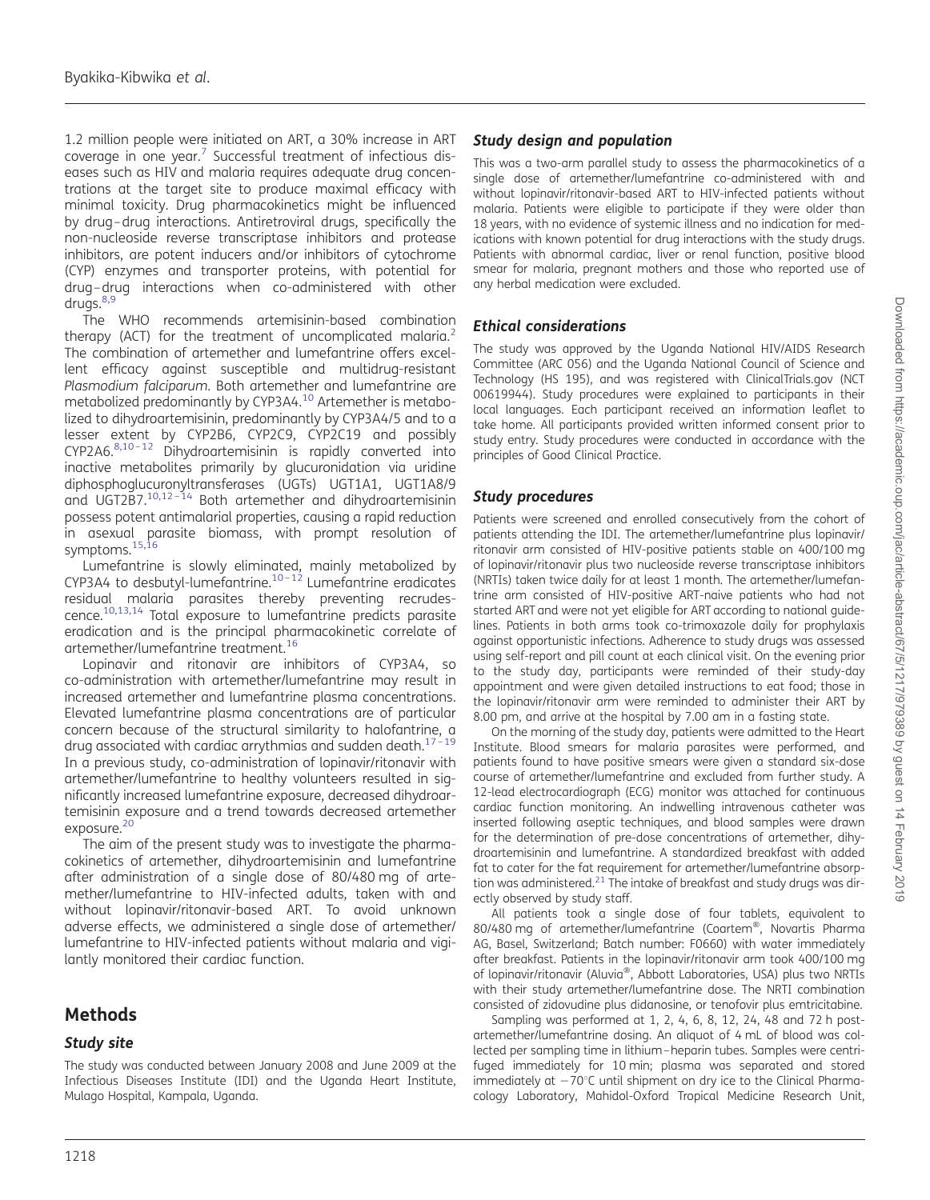1.2 million people were initiated on ART, a 30% increase in ART coverage in one year.[7] Successful treatment of infectious diseases such as HIV and malaria requires adequate drug concentrations at the target site to produce maximal efficacy with minimal toxicity. Drug pharmacokinetics might be influenced by drug–drug interactions. Antiretroviral drugs, specifically the non-nucleoside reverse transcriptase inhibitors and protease inhibitors, are potent inducers and/or inhibitors of cytochrome (CYP) enzymes and transporter proteins, with potential for drug–drug interactions when co-administered with other drugs.[8,9]

The WHO recommends artemisinin-based combination therapy (ACT) for the treatment of uncomplicated malaria.[2] The combination of artemether and lumefantrine offers excellent efficacy against susceptible and multidrug-resistant *Plasmodium falciparum*. Both artemether and lumefantrine are metabolized predominantly by CYP3A4.[10] Artemether is metabolized to dihydroartemisinin, predominantly by CYP3A4/5 and to a lesser extent by CYP2B6, CYP2C9, CYP2C19 and possibly CYP2A6.[8,10–12] Dihydroartemisinin is rapidly converted into inactive metabolites primarily by glucuronidation via uridine diphosphoglucuronyltransferases (UGTs) UGT1A1, UGT1A8/9 and UGT2B7.[10,12–14] Both artemether and dihydroartemisinin possess potent antimalarial properties, causing a rapid reduction in asexual parasite biomass, with prompt resolution of symptoms.[15,16]

Lumefantrine is slowly eliminated, mainly metabolized by CYP3A4 to desbutyl-lumefantrine.[10–12] Lumefantrine eradicates residual malaria parasites thereby preventing recrudescence.[10,13,14] Total exposure to lumefantrine predicts parasite eradication and is the principal pharmacokinetic correlate of artemether/lumefantrine treatment.[16]

Lopinavir and ritonavir are inhibitors of CYP3A4, so co-administration with artemether/lumefantrine may result in increased artemether and lumefantrine plasma concentrations. Elevated lumefantrine plasma concentrations are of particular concern because of the structural similarity to halofantrine, a drug associated with cardiac arrythmias and sudden death.[17–19] In a previous study, co-administration of lopinavir/ritonavir with artemether/lumefantrine to healthy volunteers resulted in significantly increased lumefantrine exposure, decreased dihydroartemisinin exposure and a trend towards decreased artemether exposure.[20]

The aim of the present study was to investigate the pharmacokinetics of artemether, dihydroartemisinin and lumefantrine after administration of a single dose of 80/480 mg of artemether/lumefantrine to HIV-infected adults, taken with and without lopinavir/ritonavir-based ART. To avoid unknown adverse effects, we administered a single dose of artemether/lumefantrine to HIV-infected patients without malaria and vigilantly monitored their cardiac function.

## Methods

### Study site

The study was conducted between January 2008 and June 2009 at the Infectious Diseases Institute (IDI) and the Uganda Heart Institute, Mulago Hospital, Kampala, Uganda.

### Study design and population

This was a two-arm parallel study to assess the pharmacokinetics of a single dose of artemether/lumefantrine co-administered with and without lopinavir/ritonavir-based ART to HIV-infected patients without malaria. Patients were eligible to participate if they were older than 18 years, with no evidence of systemic illness and no indication for medications with known potential for drug interactions with the study drugs. Patients with abnormal cardiac, liver or renal function, positive blood smear for malaria, pregnant mothers and those who reported use of any herbal medication were excluded.

### Ethical considerations

The study was approved by the Uganda National HIV/AIDS Research Committee (ARC 056) and the Uganda National Council of Science and Technology (HS 195), and was registered with ClinicalTrials.gov (NCT 00619944). Study procedures were explained to participants in their local languages. Each participant received an information leaflet to take home. All participants provided written informed consent prior to study entry. Study procedures were conducted in accordance with the principles of Good Clinical Practice.

### Study procedures

Patients were screened and enrolled consecutively from the cohort of patients attending the IDI. The artemether/lumefantrine plus lopinavir/ritonavir arm consisted of HIV-positive patients stable on 400/100 mg of lopinavir/ritonavir plus two nucleoside reverse transcriptase inhibitors (NRTIs) taken twice daily for at least 1 month. The artemether/lumefantrine arm consisted of HIV-positive ART-naive patients who had not started ART and were not yet eligible for ART according to national guidelines. Patients in both arms took co-trimoxazole daily for prophylaxis against opportunistic infections. Adherence to study drugs was assessed using self-report and pill count at each clinical visit. On the evening prior to the study day, participants were reminded of their study-day appointment and were given detailed instructions to eat food; those in the lopinavir/ritonavir arm were reminded to administer their ART by 8.00 pm, and arrive at the hospital by 7.00 am in a fasting state.

On the morning of the study day, patients were admitted to the Heart Institute. Blood smears for malaria parasites were performed, and patients found to have positive smears were given a standard six-dose course of artemether/lumefantrine and excluded from further study. A 12-lead electrocardiograph (ECG) monitor was attached for continuous cardiac function monitoring. An indwelling intravenous catheter was inserted following aseptic techniques, and blood samples were drawn for the determination of pre-dose concentrations of artemether, dihydroartemisinin and lumefantrine. A standardized breakfast with added fat to cater for the fat requirement for artemether/lumefantrine absorption was administered.[21] The intake of breakfast and study drugs was directly observed by study staff.

All patients took a single dose of four tablets, equivalent to 80/480 mg of artemether/lumefantrine (Coartem®, Novartis Pharma AG, Basel, Switzerland; Batch number: F0660) with water immediately after breakfast. Patients in the lopinavir/ritonavir arm took 400/100 mg of lopinavir/ritonavir (Aluvia®, Abbott Laboratories, USA) plus two NRTIs with their study artemether/lumefantrine dose. The NRTI combination consisted of zidovudine plus didanosine, or tenofovir plus emtricitabine.

Sampling was performed at 1, 2, 4, 6, 8, 12, 24, 48 and 72 h post-artemether/lumefantrine dosing. An aliquot of 4 mL of blood was collected per sampling time in lithium–heparin tubes. Samples were centrifuged immediately for 10 min; plasma was separated and stored immediately at −70°C until shipment on dry ice to the Clinical Pharmacology Laboratory, Mahidol-Oxford Tropical Medicine Research Unit,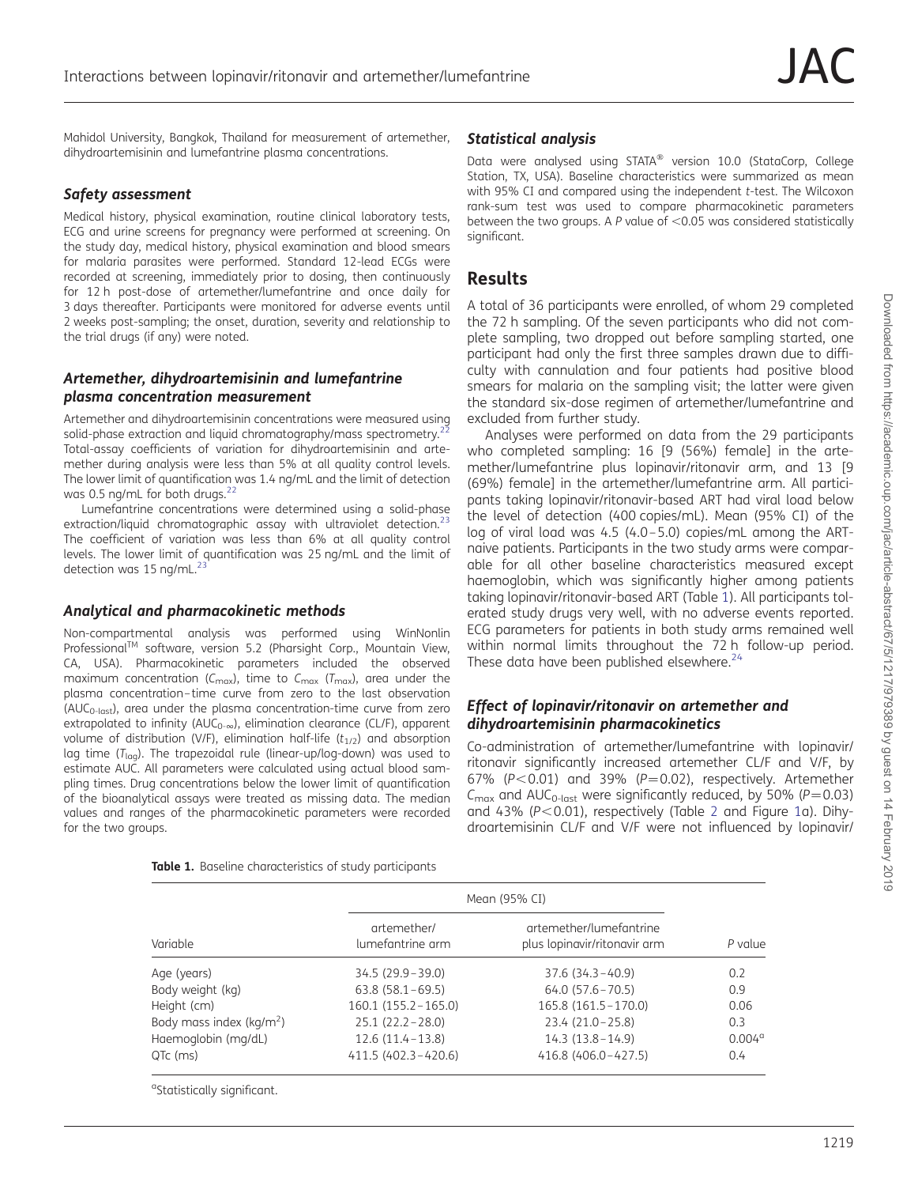Mahidol University, Bangkok, Thailand for measurement of artemether, dihydroartemisinin and lumefantrine plasma concentrations.

### *Safety assessment*

Medical history, physical examination, routine clinical laboratory tests, ECG and urine screens for pregnancy were performed at screening. On the study day, medical history, physical examination and blood smears for malaria parasites were performed. Standard 12-lead ECGs were recorded at screening, immediately prior to dosing, then continuously for 12 h post-dose of artemether/lumefantrine and once daily for 3 days thereafter. Participants were monitored for adverse events until 2 weeks post-sampling; the onset, duration, severity and relationship to the trial drugs (if any) were noted.

### *Artemether, dihydroartemisinin and lumefantrine plasma concentration measurement*

Artemether and dihydroartemisinin concentrations were measured using solid-phase extraction and liquid chromatography/mass spectrometry.[22] Total-assay coefficients of variation for dihydroartemisinin and artemether during analysis were less than 5% at all quality control levels. The lower limit of quantification was 1.4 ng/mL and the limit of detection was 0.5 ng/mL for both drugs.[22]

Lumefantrine concentrations were determined using a solid-phase extraction/liquid chromatographic assay with ultraviolet detection.[23] The coefficient of variation was less than 6% at all quality control levels. The lower limit of quantification was 25 ng/mL and the limit of detection was 15 ng/mL.[23]

### *Analytical and pharmacokinetic methods*

Non-compartmental analysis was performed using WinNonlin Professional™ software, version 5.2 (Pharsight Corp., Mountain View, CA, USA). Pharmacokinetic parameters included the observed maximum concentration ($C_{max}$), time to $C_{max}$ ($T_{max}$), area under the plasma concentration–time curve from zero to the last observation ($AUC_{0\text{-last}}$), area under the plasma concentration-time curve from zero extrapolated to infinity ($AUC_{0\text{-}\infty}$), elimination clearance (CL/F), apparent volume of distribution (V/F), elimination half-life ($t_{1/2}$) and absorption lag time ($T_{lag}$). The trapezoidal rule (linear-up/log-down) was used to estimate AUC. All parameters were calculated using actual blood sampling times. Drug concentrations below the lower limit of quantification of the bioanalytical assays were treated as missing data. The median values and ranges of the pharmacokinetic parameters were recorded for the two groups.

### *Statistical analysis*

Data were analysed using STATA® version 10.0 (StataCorp, College Station, TX, USA). Baseline characteristics were summarized as mean with 95% CI and compared using the independent *t*-test. The Wilcoxon rank-sum test was used to compare pharmacokinetic parameters between the two groups. A *P* value of $<0.05$ was considered statistically significant.

## Results

A total of 36 participants were enrolled, of whom 29 completed the 72 h sampling. Of the seven participants who did not complete sampling, two dropped out before sampling started, one participant had only the first three samples drawn due to difficulty with cannulation and four patients had positive blood smears for malaria on the sampling visit; the latter were given the standard six-dose regimen of artemether/lumefantrine and excluded from further study.

Analyses were performed on data from the 29 participants who completed sampling: 16 [9 (56%) female] in the artemether/lumefantrine plus lopinavir/ritonavir arm, and 13 [9 (69%) female] in the artemether/lumefantrine arm. All participants taking lopinavir/ritonavir-based ART had viral load below the level of detection (400 copies/mL). Mean (95% CI) of the log of viral load was 4.5 (4.0–5.0) copies/mL among the ART-naive patients. Participants in the two study arms were comparable for all other baseline characteristics measured except haemoglobin, which was significantly higher among patients taking lopinavir/ritonavir-based ART (Table 1). All participants tolerated study drugs very well, with no adverse events reported. ECG parameters for patients in both study arms remained well within normal limits throughout the 72 h follow-up period. These data have been published elsewhere.[24]

### *Effect of lopinavir/ritonavir on artemether and dihydroartemisinin pharmacokinetics*

Co-administration of artemether/lumefantrine with lopinavir/ritonavir significantly increased artemether CL/F and V/F, by 67% ($P<0.01$) and 39% ($P=0.02$), respectively. Artemether $C_{max}$ and $AUC_{0\text{-last}}$ were significantly reduced, by 50% ($P=0.03$) and 43% ($P<0.01$), respectively (Table 2 and Figure 1a). Dihydroartemisinin CL/F and V/F were not influenced by lopinavir/

**Table 1.** Baseline characteristics of study participants

| Variable | Mean (95% CI) | | *P* value |
|---|---|---|---|
| | artemether/ lumefantrine arm | artemether/lumefantrine plus lopinavir/ritonavir arm | |
| Age (years) | 34.5 (29.9–39.0) | 37.6 (34.3–40.9) | 0.2 |
| Body weight (kg) | 63.8 (58.1–69.5) | 64.0 (57.6–70.5) | 0.9 |
| Height (cm) | 160.1 (155.2–165.0) | 165.8 (161.5–170.0) | 0.06 |
| Body mass index (kg/m$^2$) | 25.1 (22.2–28.0) | 23.4 (21.0–25.8) | 0.3 |
| Haemoglobin (mg/dL) | 12.6 (11.4–13.8) | 14.3 (13.8–14.9) | 0.004[a] |
| QTc (ms) | 411.5 (402.3–420.6) | 416.8 (406.0–427.5) | 0.4 |

[a]Statistically significant.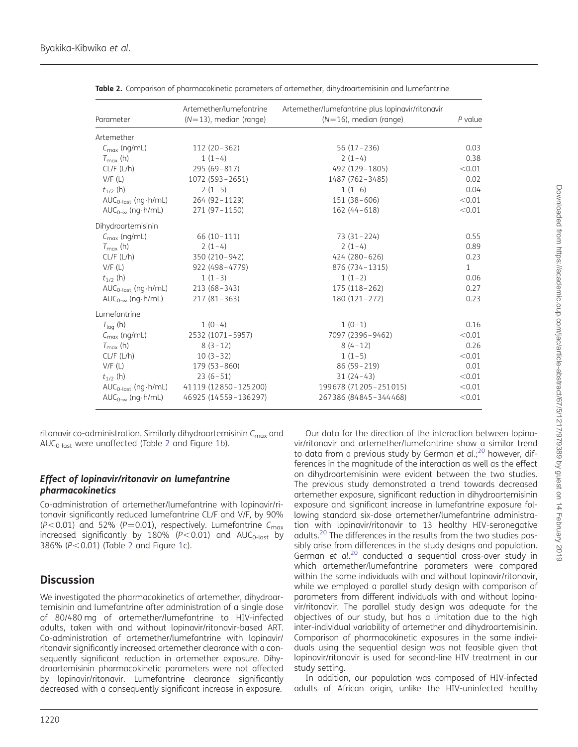**Table 2.** Comparison of pharmacokinetic parameters of artemether, dihydroartemisinin and lumefantrine

| Parameter | Artemether/lumefantrine ($N$=13), median (range) | Artemether/lumefantrine plus lopinavir/ritonavir ($N$=16), median (range) | P value |
|---|---|---|---|
| Artemether | | | |
| $C_{max}$ (ng/mL) | 112 (20–362) | 56 (17–236) | 0.03 |
| $T_{max}$ (h) | 1 (1–4) | 2 (1–4) | 0.38 |
| CL/F (L/h) | 295 (69–817) | 492 (129–1805) | <0.01 |
| V/F (L) | 1072 (593–2651) | 1487 (762–3485) | 0.02 |
| $t_{1/2}$ (h) | 2 (1–5) | 1 (1–6) | 0.04 |
| $AUC_{0-last}$ (ng·h/mL) | 264 (92–1129) | 151 (38–606) | <0.01 |
| $AUC_{0-\infty}$ (ng·h/mL) | 271 (97–1150) | 162 (44–618) | <0.01 |
| Dihydroartemisinin | | | |
| $C_{max}$ (ng/mL) | 66 (10–111) | 73 (31–224) | 0.55 |
| $T_{max}$ (h) | 2 (1–4) | 2 (1–4) | 0.89 |
| CL/F (L/h) | 350 (210–942) | 424 (280–626) | 0.23 |
| V/F (L) | 922 (498–4779) | 876 (734–1315) | 1 |
| $t_{1/2}$ (h) | 1 (1–3) | 1 (1–2) | 0.06 |
| $AUC_{0-last}$ (ng·h/mL) | 213 (68–343) | 175 (118–262) | 0.27 |
| $AUC_{0-\infty}$ (ng·h/mL) | 217 (81–363) | 180 (121–272) | 0.23 |
| Lumefantrine | | | |
| $T_{lag}$ (h) | 1 (0–4) | 1 (0–1) | 0.16 |
| $C_{max}$ (ng/mL) | 2532 (1071–5957) | 7097 (2396–9462) | <0.01 |
| $T_{max}$ (h) | 8 (3–12) | 8 (4–12) | 0.26 |
| CL/F (L/h) | 10 (3–32) | 1 (1–5) | <0.01 |
| V/F (L) | 179 (53–860) | 86 (59–219) | 0.01 |
| $t_{1/2}$ (h) | 23 (6–51) | 31 (24–43) | <0.01 |
| $AUC_{0-last}$ (ng·h/mL) | 41119 (12850–125200) | 199678 (71205–251015) | <0.01 |
| $AUC_{0-\infty}$ (ng·h/mL) | 46925 (14559–136297) | 267386 (84845–344468) | <0.01 |

ritonavir co-administration. Similarly dihydroartemisinin $C_{max}$ and $AUC_{0-last}$ were unaffected (Table 2 and Figure 1b).

### *Effect of lopinavir/ritonavir on lumefantrine pharmacokinetics*

Co-administration of artemether/lumefantrine with lopinavir/ritonavir significantly reduced lumefantrine CL/F and V/F, by 90% ($P$<0.01) and 52% ($P$=0.01), respectively. Lumefantrine $C_{max}$ increased significantly by 180% ($P$<0.01) and $AUC_{0-last}$ by 386% ($P$<0.01) (Table 2 and Figure 1c).

## Discussion

We investigated the pharmacokinetics of artemether, dihydroartemisinin and lumefantrine after administration of a single dose of 80/480 mg of artemether/lumefantrine to HIV-infected adults, taken with and without lopinavir/ritonavir-based ART. Co-administration of artemether/lumefantrine with lopinavir/ritonavir significantly increased artemether clearance with a consequently significant reduction in artemether exposure. Dihydroartemisinin pharmacokinetic parameters were not affected by lopinavir/ritonavir. Lumefantrine clearance significantly decreased with a consequently significant increase in exposure.

Our data for the direction of the interaction between lopinavir/ritonavir and artemether/lumefantrine show a similar trend to data from a previous study by German *et al.*;[20] however, differences in the magnitude of the interaction as well as the effect on dihydroartemisinin were evident between the two studies. The previous study demonstrated a trend towards decreased artemether exposure, significant reduction in dihydroartemisinin exposure and significant increase in lumefantrine exposure following standard six-dose artemether/lumefantrine administration with lopinavir/ritonavir to 13 healthy HIV-seronegative adults.[20] The differences in the results from the two studies possibly arise from differences in the study designs and population. German *et al.*[20] conducted a sequential cross-over study in which artemether/lumefantrine parameters were compared within the same individuals with and without lopinavir/ritonavir, while we employed a parallel study design with comparison of parameters from different individuals with and without lopinavir/ritonavir. The parallel study design was adequate for the objectives of our study, but has a limitation due to the high inter-individual variability of artemether and dihydroartemisinin. Comparison of pharmacokinetic exposures in the same individuals using the sequential design was not feasible given that lopinavir/ritonavir is used for second-line HIV treatment in our study setting.

In addition, our population was composed of HIV-infected adults of African origin, unlike the HIV-uninfected healthy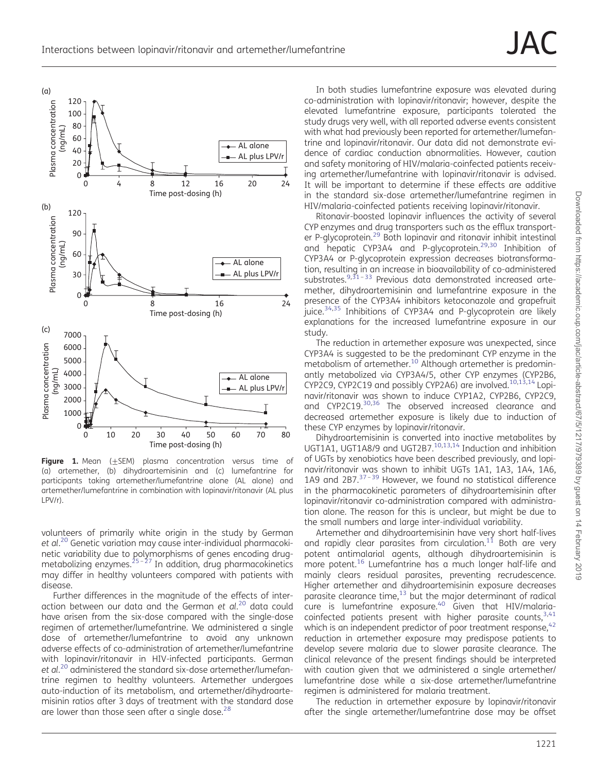(a)

Plasma concentration (ng/mL)

120
100
80
60
40
20
0

0 4 8 12 16 20 24

Time post-dosing (h)

AL alone
AL plus LPV/r

(b)

Plasma concentration (ng/mL)

120
90
60
30
0

0 8 16 24

Time post-dosing (h)

AL alone
AL plus LPV/r

(c)

Plasma concentration (ng/mL)

7000
6000
5000
4000
3000
2000
1000
0

0 10 20 30 40 50 60 70 80

Time post-dosing (h)

AL alone
AL plus LPV/r

**Figure 1.** Mean (±SEM) plasma concentration versus time of (a) artemether, (b) dihydroartemisinin and (c) lumefantrine for participants taking artemether/lumefantrine alone (AL alone) and artemether/lumefantrine in combination with lopinavir/ritonavir (AL plus LPV/r).

volunteers of primarily white origin in the study by German *et al*.[20] Genetic variation may cause inter-individual pharmacokinetic variability due to polymorphisms of genes encoding drug-metabolizing enzymes.[25–27] In addition, drug pharmacokinetics may differ in healthy volunteers compared with patients with disease.

Further differences in the magnitude of the effects of interaction between our data and the German *et al*.[20] data could have arisen from the six-dose compared with the single-dose regimen of artemether/lumefantrine. We administered a single dose of artemether/lumefantrine to avoid any unknown adverse effects of co-administration of artemether/lumefantrine with lopinavir/ritonavir in HIV-infected participants. German *et al*.[20] administered the standard six-dose artemether/lumefantrine regimen to healthy volunteers. Artemether undergoes auto-induction of its metabolism, and artemether/dihydroartemisinin ratios after 3 days of treatment with the standard dose are lower than those seen after a single dose.[28]

In both studies lumefantrine exposure was elevated during co-administration with lopinavir/ritonavir; however, despite the elevated lumefantrine exposure, participants tolerated the study drugs very well, with all reported adverse events consistent with what had previously been reported for artemether/lumefantrine and lopinavir/ritonavir. Our data did not demonstrate evidence of cardiac conduction abnormalities. However, caution and safety monitoring of HIV/malaria-coinfected patients receiving artemether/lumefantrine with lopinavir/ritonavir is advised. It will be important to determine if these effects are additive in the standard six-dose artemether/lumefantrine regimen in HIV/malaria-coinfected patients receiving lopinavir/ritonavir.

Ritonavir-boosted lopinavir influences the activity of several CYP enzymes and drug transporters such as the efflux transporter P-glycoprotein.[29] Both lopinavir and ritonavir inhibit intestinal and hepatic CYP3A4 and P-glycoprotein.[29,30] Inhibition of CYP3A4 or P-glycoprotein expression decreases biotransformation, resulting in an increase in bioavailability of co-administered substrates.[9,31–33] Previous data demonstrated increased artemether, dihydroartemisinin and lumefantrine exposure in the presence of the CYP3A4 inhibitors ketoconazole and grapefruit juice.[34,35] Inhibitions of CYP3A4 and P-glycoprotein are likely explanations for the increased lumefantrine exposure in our study.

The reduction in artemether exposure was unexpected, since CYP3A4 is suggested to be the predominant CYP enzyme in the metabolism of artemether.[10] Although artemether is predominantly metabolized via CYP3A4/5, other CYP enzymes (CYP2B6, CYP2C9, CYP2C19 and possibly CYP2A6) are involved.[10,13,14] Lopinavir/ritonavir was shown to induce CYP1A2, CYP2B6, CYP2C9, and CYP2C19.[30,36] The observed increased clearance and decreased artemether exposure is likely due to induction of these CYP enzymes by lopinavir/ritonavir.

Dihydroartemisinin is converted into inactive metabolites by UGT1A1, UGT1A8/9 and UGT2B7.[10,13,14] Induction and inhibition of UGTs by xenobiotics have been described previously, and lopinavir/ritonavir was shown to inhibit UGTs 1A1, 1A3, 1A4, 1A6, 1A9 and 2B7.[37–39] However, we found no statistical difference in the pharmacokinetic parameters of dihydroartemisinin after lopinavir/ritonavir co-administration compared with administration alone. The reason for this is unclear, but might be due to the small numbers and large inter-individual variability.

Artemether and dihydroartemisinin have very short half-lives and rapidly clear parasites from circulation.[11] Both are very potent antimalarial agents, although dihydroartemisinin is more potent.[16] Lumefantrine has a much longer half-life and mainly clears residual parasites, preventing recrudescence. Higher artemether and dihydroartemisinin exposure decreases parasite clearance time,[13] but the major determinant of radical cure is lumefantrine exposure.[40] Given that HIV/malaria-coinfected patients present with higher parasite counts,[3,41] which is an independent predictor of poor treatment response,[42] reduction in artemether exposure may predispose patients to develop severe malaria due to slower parasite clearance. The clinical relevance of the present findings should be interpreted with caution given that we administered a single artemether/lumefantrine dose while a six-dose artemether/lumefantrine regimen is administered for malaria treatment.

The reduction in artemether exposure by lopinavir/ritonavir after the single artemether/lumefantrine dose may be offset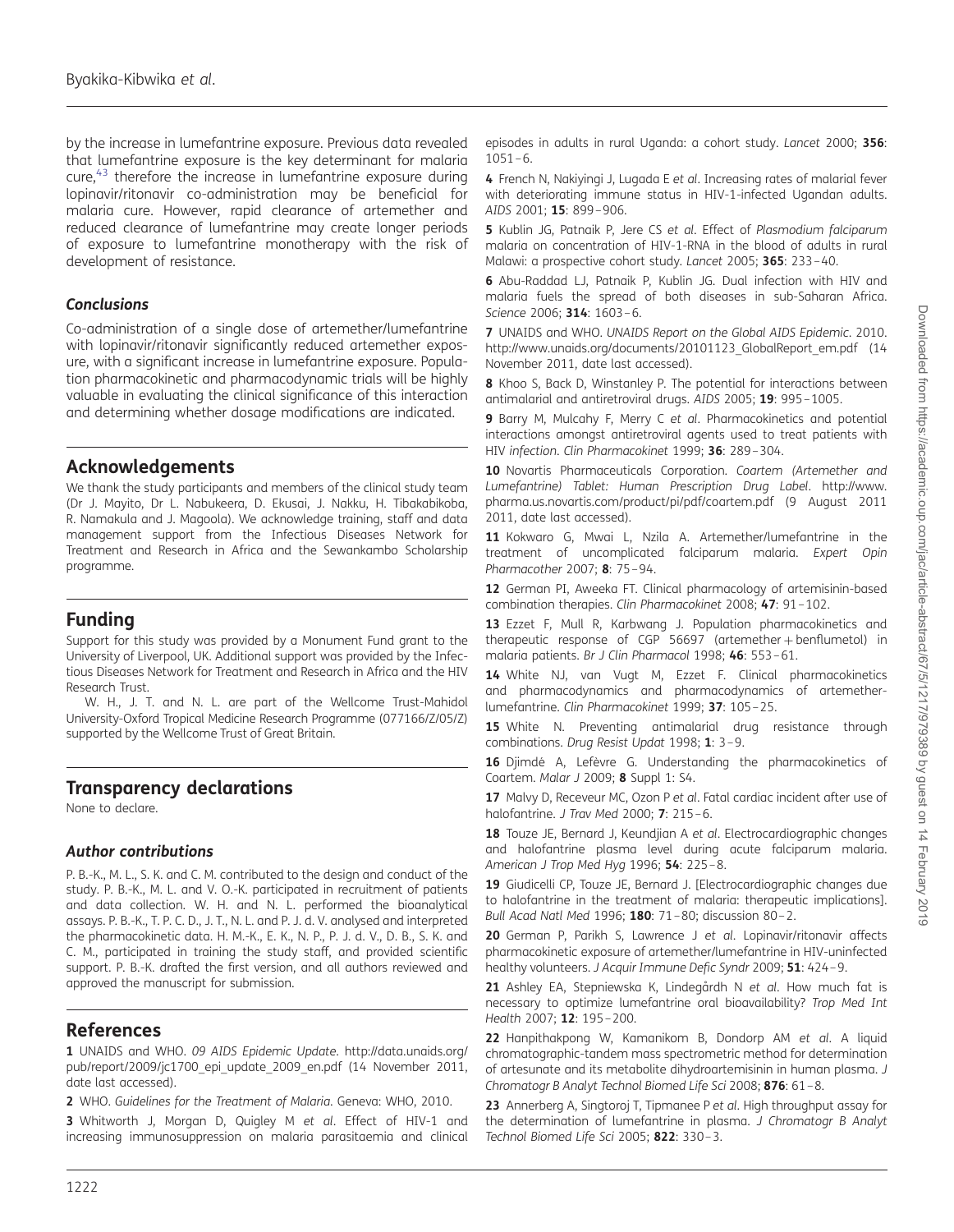by the increase in lumefantrine exposure. Previous data revealed that lumefantrine exposure is the key determinant for malaria cure,[43] therefore the increase in lumefantrine exposure during lopinavir/ritonavir co-administration may be beneficial for malaria cure. However, rapid clearance of artemether and reduced clearance of lumefantrine may create longer periods of exposure to lumefantrine monotherapy with the risk of development of resistance.

### *Conclusions*

Co-administration of a single dose of artemether/lumefantrine with lopinavir/ritonavir significantly reduced artemether exposure, with a significant increase in lumefantrine exposure. Population pharmacokinetic and pharmacodynamic trials will be highly valuable in evaluating the clinical significance of this interaction and determining whether dosage modifications are indicated.

## Acknowledgements

We thank the study participants and members of the clinical study team (Dr J. Mayito, Dr L. Nabukeera, D. Ekusai, J. Nakku, H. Tibakabikoba, R. Namakula and J. Magoola). We acknowledge training, staff and data management support from the Infectious Diseases Network for Treatment and Research in Africa and the Sewankambo Scholarship programme.

## Funding

Support for this study was provided by a Monument Fund grant to the University of Liverpool, UK. Additional support was provided by the Infectious Diseases Network for Treatment and Research in Africa and the HIV Research Trust.

W. H., J. T. and N. L. are part of the Wellcome Trust-Mahidol University-Oxford Tropical Medicine Research Programme (077166/Z/05/Z) supported by the Wellcome Trust of Great Britain.

## Transparency declarations

None to declare.

### *Author contributions*

P. B.-K., M. L., S. K. and C. M. contributed to the design and conduct of the study. P. B.-K., M. L. and V. O.-K. participated in recruitment of patients and data collection. W. H. and N. L. performed the bioanalytical assays. P. B.-K., T. P. C. D., J. T., N. L. and P. J. d. V. analysed and interpreted the pharmacokinetic data. H. M.-K., E. K., N. P., P. J. d. V., D. B., S. K. and C. M., participated in training the study staff, and provided scientific support. P. B.-K. drafted the first version, and all authors reviewed and approved the manuscript for submission.

## References

**1** UNAIDS and WHO. *09 AIDS Epidemic Update*. http://data.unaids.org/pub/report/2009/jc1700_epi_update_2009_en.pdf (14 November 2011, date last accessed).

**2** WHO. *Guidelines for the Treatment of Malaria*. Geneva: WHO, 2010.

**3** Whitworth J, Morgan D, Quigley M *et al*. Effect of HIV-1 and increasing immunosuppression on malaria parasitaemia and clinical episodes in adults in rural Uganda: a cohort study. *Lancet* 2000; **356**: 1051–6.

**4** French N, Nakiyingi J, Lugada E *et al*. Increasing rates of malarial fever with deteriorating immune status in HIV-1-infected Ugandan adults. *AIDS* 2001; **15**: 899–906.

**5** Kublin JG, Patnaik P, Jere CS *et al*. Effect of *Plasmodium falciparum* malaria on concentration of HIV-1-RNA in the blood of adults in rural Malawi: a prospective cohort study. *Lancet* 2005; **365**: 233–40.

**6** Abu-Raddad LJ, Patnaik P, Kublin JG. Dual infection with HIV and malaria fuels the spread of both diseases in sub-Saharan Africa. *Science* 2006; **314**: 1603–6.

**7** UNAIDS and WHO. *UNAIDS Report on the Global AIDS Epidemic*. 2010. http://www.unaids.org/documents/20101123_GlobalReport_em.pdf (14 November 2011, date last accessed).

**8** Khoo S, Back D, Winstanley P. The potential for interactions between antimalarial and antiretroviral drugs. *AIDS* 2005; **19**: 995–1005.

**9** Barry M, Mulcahy F, Merry C *et al*. Pharmacokinetics and potential interactions amongst antiretroviral agents used to treat patients with HIV *infection*. *Clin Pharmacokinet* 1999; **36**: 289–304.

**10** Novartis Pharmaceuticals Corporation. *Coartem (Artemether and Lumefantrine) Tablet: Human Prescription Drug Label*. http://www.pharma.us.novartis.com/product/pi/pdf/coartem.pdf (9 August 2011 2011, date last accessed).

**11** Kokwaro G, Mwai L, Nzila A. Artemether/lumefantrine in the treatment of uncomplicated falciparum malaria. *Expert Opin Pharmacother* 2007; **8**: 75–94.

**12** German PI, Aweeka FT. Clinical pharmacology of artemisinin-based combination therapies. *Clin Pharmacokinet* 2008; **47**: 91–102.

**13** Ezzet F, Mull R, Karbwang J. Population pharmacokinetics and therapeutic response of CGP 56697 (artemether + benflumetol) in malaria patients. *Br J Clin Pharmacol* 1998; **46**: 553–61.

**14** White NJ, van Vugt M, Ezzet F. Clinical pharmacokinetics and pharmacodynamics and pharmacodynamics of artemether-lumefantrine. *Clin Pharmacokinet* 1999; **37**: 105–25.

**15** White N. Preventing antimalarial drug resistance through combinations. *Drug Resist Updat* 1998; **1**: 3–9.

**16** Djimdé A, Lefèvre G. Understanding the pharmacokinetics of Coartem. *Malar J* 2009; **8** Suppl 1: S4.

**17** Malvy D, Receveur MC, Ozon P *et al*. Fatal cardiac incident after use of halofantrine. *J Trav Med* 2000; **7**: 215–6.

**18** Touze JE, Bernard J, Keundjian A *et al*. Electrocardiographic changes and halofantrine plasma level during acute falciparum malaria. *American J Trop Med Hyg* 1996; **54**: 225–8.

**19** Giudicelli CP, Touze JE, Bernard J. [Electrocardiographic changes due to halofantrine in the treatment of malaria: therapeutic implications]. *Bull Acad Natl Med* 1996; **180**: 71–80; discussion 80–2.

**20** German P, Parikh S, Lawrence J *et al*. Lopinavir/ritonavir affects pharmacokinetic exposure of artemether/lumefantrine in HIV-uninfected healthy volunteers. *J Acquir Immune Defic Syndr* 2009; **51**: 424–9.

**21** Ashley EA, Stepniewska K, Lindegårdh N *et al*. How much fat is necessary to optimize lumefantrine oral bioavailability? *Trop Med Int Health* 2007; **12**: 195–200.

**22** Hanpithakpong W, Kamanikom B, Dondorp AM *et al*. A liquid chromatographic-tandem mass spectrometric method for determination of artesunate and its metabolite dihydroartemisinin in human plasma. *J Chromatogr B Analyt Technol Biomed Life Sci* 2008; **876**: 61–8.

**23** Annerberg A, Singtoroj T, Tipmanee P *et al*. High throughput assay for the determination of lumefantrine in plasma. *J Chromatogr B Analyt Technol Biomed Life Sci* 2005; **822**: 330–3.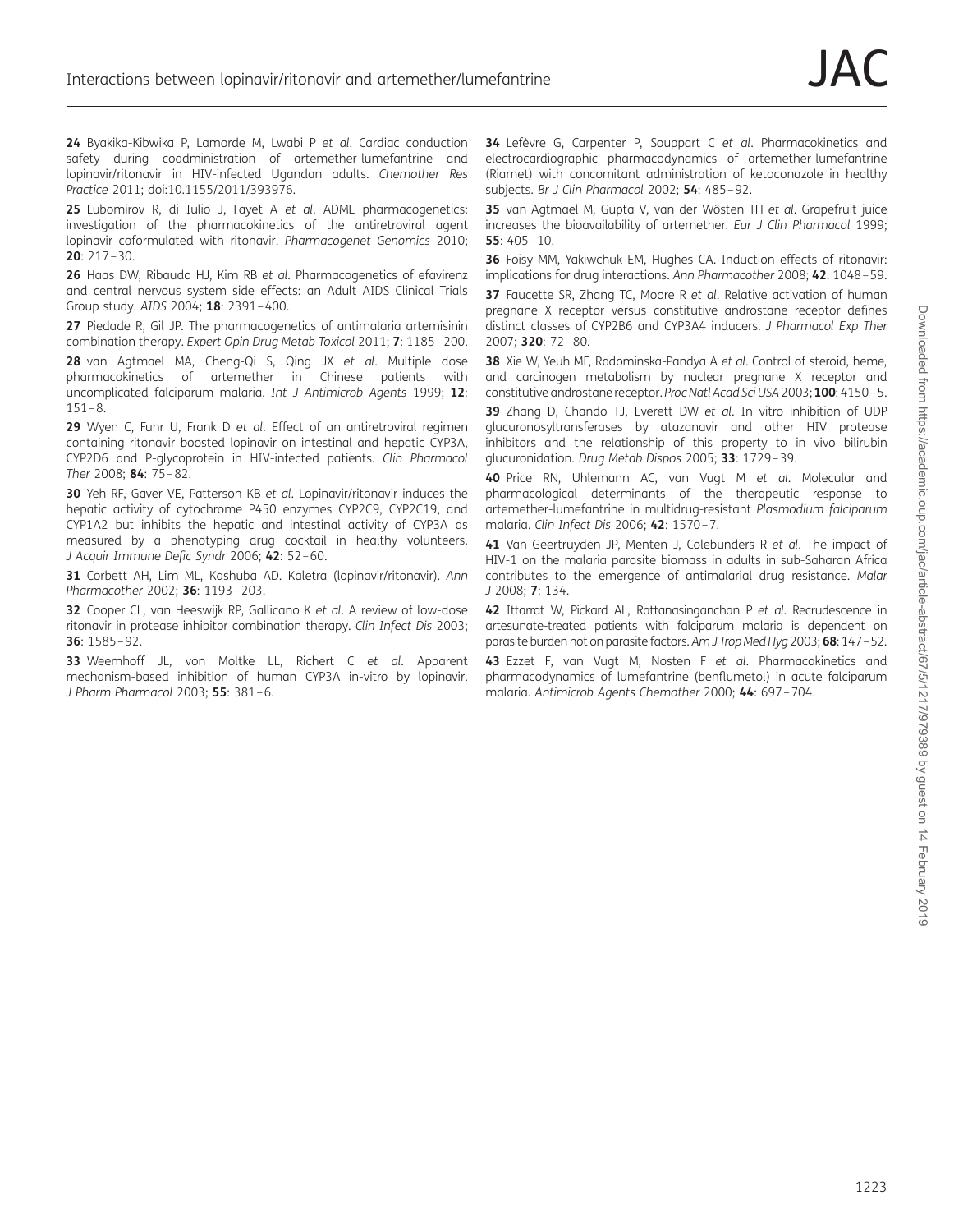**24** Byakika-Kibwika P, Lamorde M, Lwabi P *et al*. Cardiac conduction safety during coadministration of artemether-lumefantrine and lopinavir/ritonavir in HIV-infected Ugandan adults. *Chemother Res Practice* 2011; doi:10.1155/2011/393976.

**25** Lubomirov R, di Iulio J, Fayet A *et al*. ADME pharmacogenetics: investigation of the pharmacokinetics of the antiretroviral agent lopinavir coformulated with ritonavir. *Pharmacogenet Genomics* 2010; **20**: 217–30.

**26** Haas DW, Ribaudo HJ, Kim RB *et al*. Pharmacogenetics of efavirenz and central nervous system side effects: an Adult AIDS Clinical Trials Group study. *AIDS* 2004; **18**: 2391–400.

**27** Piedade R, Gil JP. The pharmacogenetics of antimalaria artemisinin combination therapy. *Expert Opin Drug Metab Toxicol* 2011; **7**: 1185–200.

**28** van Agtmael MA, Cheng-Qi S, Qing JX *et al*. Multiple dose pharmacokinetics of artemether in Chinese patients with uncomplicated falciparum malaria. *Int J Antimicrob Agents* 1999; **12**: 151–8.

**29** Wyen C, Fuhr U, Frank D *et al*. Effect of an antiretroviral regimen containing ritonavir boosted lopinavir on intestinal and hepatic CYP3A, CYP2D6 and P-glycoprotein in HIV-infected patients. *Clin Pharmacol Ther* 2008; **84**: 75–82.

**30** Yeh RF, Gaver VE, Patterson KB *et al*. Lopinavir/ritonavir induces the hepatic activity of cytochrome P450 enzymes CYP2C9, CYP2C19, and CYP1A2 but inhibits the hepatic and intestinal activity of CYP3A as measured by a phenotyping drug cocktail in healthy volunteers. *J Acquir Immune Defic Syndr* 2006; **42**: 52–60.

**31** Corbett AH, Lim ML, Kashuba AD. Kaletra (lopinavir/ritonavir). *Ann Pharmacother* 2002; **36**: 1193–203.

**32** Cooper CL, van Heeswijk RP, Gallicano K *et al*. A review of low-dose ritonavir in protease inhibitor combination therapy. *Clin Infect Dis* 2003; **36**: 1585–92.

**33** Weemhoff JL, von Moltke LL, Richert C *et al*. Apparent mechanism-based inhibition of human CYP3A in-vitro by lopinavir. *J Pharm Pharmacol* 2003; **55**: 381–6.

**34** Lefèvre G, Carpenter P, Souppart C *et al*. Pharmacokinetics and electrocardiographic pharmacodynamics of artemether-lumefantrine (Riamet) with concomitant administration of ketoconazole in healthy subjects. *Br J Clin Pharmacol* 2002; **54**: 485–92.

**35** van Agtmael M, Gupta V, van der Wösten TH *et al*. Grapefruit juice increases the bioavailability of artemether. *Eur J Clin Pharmacol* 1999; **55**: 405–10.

**36** Foisy MM, Yakiwchuk EM, Hughes CA. Induction effects of ritonavir: implications for drug interactions. *Ann Pharmacother* 2008; **42**: 1048–59.

**37** Faucette SR, Zhang TC, Moore R *et al*. Relative activation of human pregnane X receptor versus constitutive androstane receptor defines distinct classes of CYP2B6 and CYP3A4 inducers. *J Pharmacol Exp Ther* 2007; **320**: 72–80.

**38** Xie W, Yeuh MF, Radominska-Pandya A *et al*. Control of steroid, heme, and carcinogen metabolism by nuclear pregnane X receptor and constitutive androstane receptor. *Proc Natl Acad Sci USA* 2003; **100**: 4150–5.

**39** Zhang D, Chando TJ, Everett DW *et al*. In vitro inhibition of UDP glucuronosyltransferases by atazanavir and other HIV protease inhibitors and the relationship of this property to in vivo bilirubin glucuronidation. *Drug Metab Dispos* 2005; **33**: 1729–39.

**40** Price RN, Uhlemann AC, van Vugt M *et al*. Molecular and pharmacological determinants of the therapeutic response to artemether-lumefantrine in multidrug-resistant *Plasmodium falciparum* malaria. *Clin Infect Dis* 2006; **42**: 1570–7.

**41** Van Geertruyden JP, Menten J, Colebunders R *et al*. The impact of HIV-1 on the malaria parasite biomass in adults in sub-Saharan Africa contributes to the emergence of antimalarial drug resistance. *Malar J* 2008; **7**: 134.

**42** Ittarrat W, Pickard AL, Rattanasinganchan P *et al*. Recrudescence in artesunate-treated patients with falciparum malaria is dependent on parasite burden not on parasite factors. *Am J Trop Med Hyg* 2003; **68**: 147–52.

**43** Ezzet F, van Vugt M, Nosten F *et al*. Pharmacokinetics and pharmacodynamics of lumefantrine (benflumetol) in acute falciparum malaria. *Antimicrob Agents Chemother* 2000; **44**: 697–704.